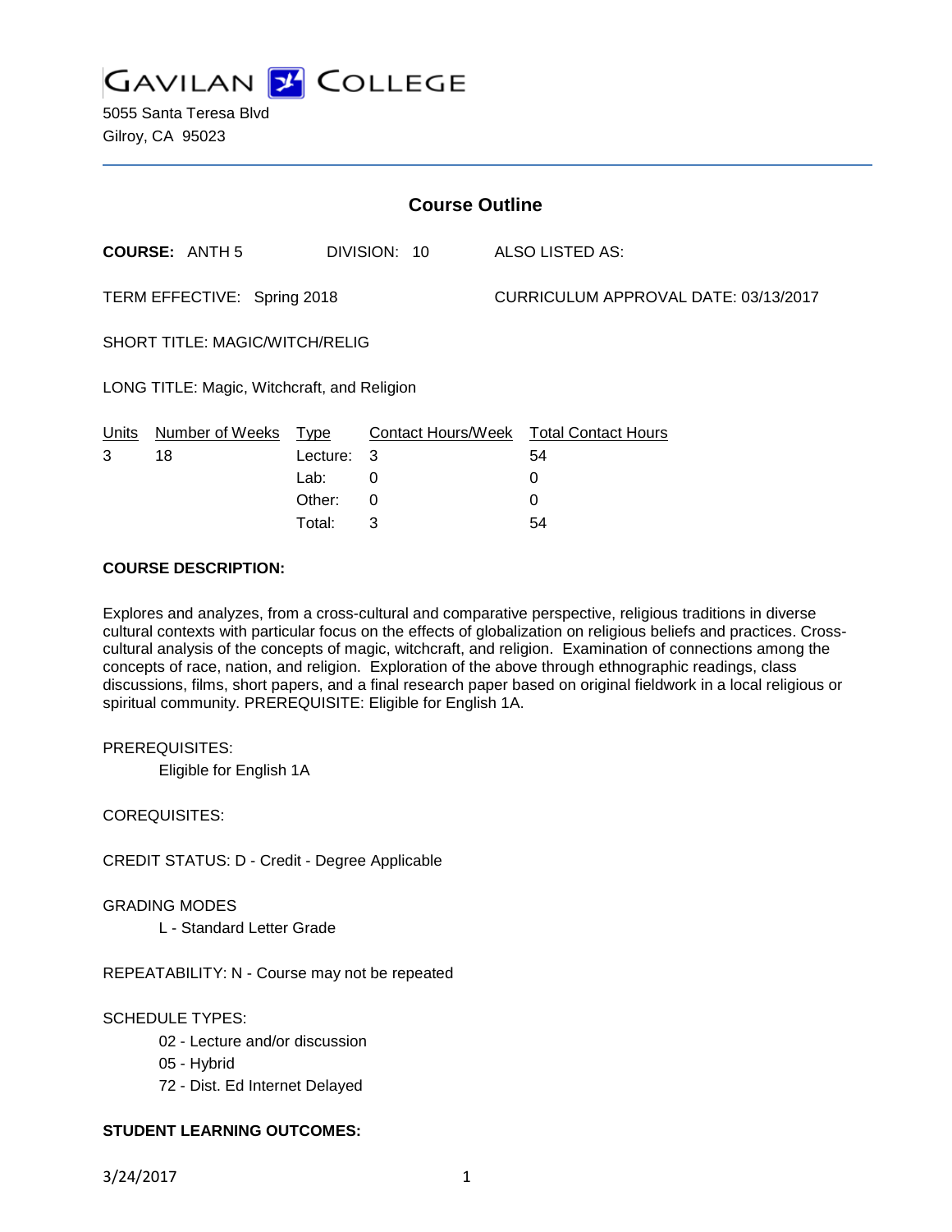# GAVILAN COLLEGE

5055 Santa Teresa Blvd
Gilroy, CA 95023

## Course Outline

**COURSE:** ANTH 5 DIVISION: 10 ALSO LISTED AS:

TERM EFFECTIVE: Spring 2018 CURRICULUM APPROVAL DATE: 03/13/2017

SHORT TITLE: MAGIC/WITCH/RELIG

LONG TITLE: Magic, Witchcraft, and Religion

| Units | Number of Weeks | Type | Contact Hours/Week | Total Contact Hours |
|---|---|---|---|---|
| 3 | 18 | Lecture: | 3 | 54 |
| | | Lab: | 0 | 0 |
| | | Other: | 0 | 0 |
| | | Total: | 3 | 54 |

**COURSE DESCRIPTION:**

Explores and analyzes, from a cross-cultural and comparative perspective, religious traditions in diverse cultural contexts with particular focus on the effects of globalization on religious beliefs and practices. Cross-cultural analysis of the concepts of magic, witchcraft, and religion. Examination of connections among the concepts of race, nation, and religion. Exploration of the above through ethnographic readings, class discussions, films, short papers, and a final research paper based on original fieldwork in a local religious or spiritual community. PREREQUISITE: Eligible for English 1A.

PREREQUISITES:

Eligible for English 1A

COREQUISITES:

CREDIT STATUS: D - Credit - Degree Applicable

GRADING MODES

L - Standard Letter Grade

REPEATABILITY: N - Course may not be repeated

SCHEDULE TYPES:

02 - Lecture and/or discussion

05 - Hybrid

72 - Dist. Ed Internet Delayed

**STUDENT LEARNING OUTCOMES:**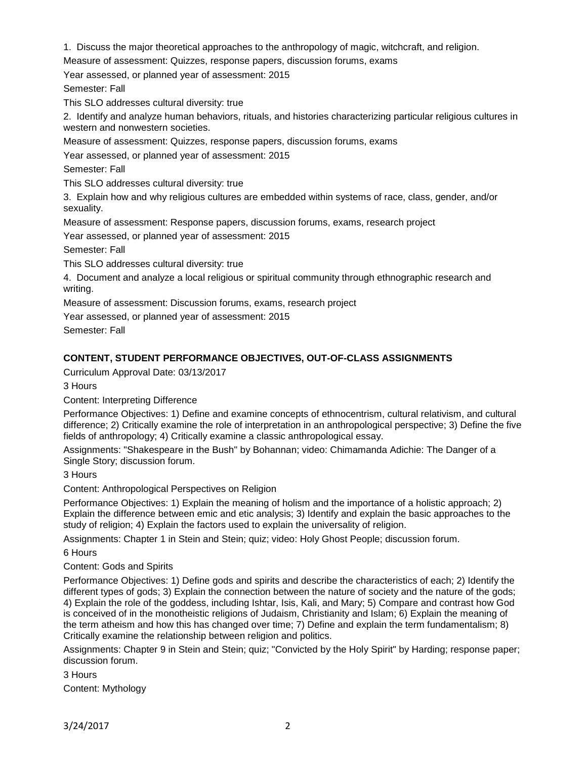1. Discuss the major theoretical approaches to the anthropology of magic, witchcraft, and religion.

Measure of assessment: Quizzes, response papers, discussion forums, exams

Year assessed, or planned year of assessment: 2015

Semester: Fall

This SLO addresses cultural diversity: true

2. Identify and analyze human behaviors, rituals, and histories characterizing particular religious cultures in western and nonwestern societies.

Measure of assessment: Quizzes, response papers, discussion forums, exams

Year assessed, or planned year of assessment: 2015

Semester: Fall

This SLO addresses cultural diversity: true

3. Explain how and why religious cultures are embedded within systems of race, class, gender, and/or sexuality.

Measure of assessment: Response papers, discussion forums, exams, research project

Year assessed, or planned year of assessment: 2015

Semester: Fall

This SLO addresses cultural diversity: true

4. Document and analyze a local religious or spiritual community through ethnographic research and writing.

Measure of assessment: Discussion forums, exams, research project

Year assessed, or planned year of assessment: 2015

Semester: Fall

## CONTENT, STUDENT PERFORMANCE OBJECTIVES, OUT-OF-CLASS ASSIGNMENTS

Curriculum Approval Date: 03/13/2017

3 Hours

Content: Interpreting Difference

Performance Objectives: 1) Define and examine concepts of ethnocentrism, cultural relativism, and cultural difference; 2) Critically examine the role of interpretation in an anthropological perspective; 3) Define the five fields of anthropology; 4) Critically examine a classic anthropological essay.

Assignments: "Shakespeare in the Bush" by Bohannan; video: Chimamanda Adichie: The Danger of a Single Story; discussion forum.

3 Hours

Content: Anthropological Perspectives on Religion

Performance Objectives: 1) Explain the meaning of holism and the importance of a holistic approach; 2) Explain the difference between emic and etic analysis; 3) Identify and explain the basic approaches to the study of religion; 4) Explain the factors used to explain the universality of religion.

Assignments: Chapter 1 in Stein and Stein; quiz; video: Holy Ghost People; discussion forum.

6 Hours

Content: Gods and Spirits

Performance Objectives: 1) Define gods and spirits and describe the characteristics of each; 2) Identify the different types of gods; 3) Explain the connection between the nature of society and the nature of the gods; 4) Explain the role of the goddess, including Ishtar, Isis, Kali, and Mary; 5) Compare and contrast how God is conceived of in the monotheistic religions of Judaism, Christianity and Islam; 6) Explain the meaning of the term atheism and how this has changed over time; 7) Define and explain the term fundamentalism; 8) Critically examine the relationship between religion and politics.

Assignments: Chapter 9 in Stein and Stein; quiz; "Convicted by the Holy Spirit" by Harding; response paper; discussion forum.

3 Hours

Content: Mythology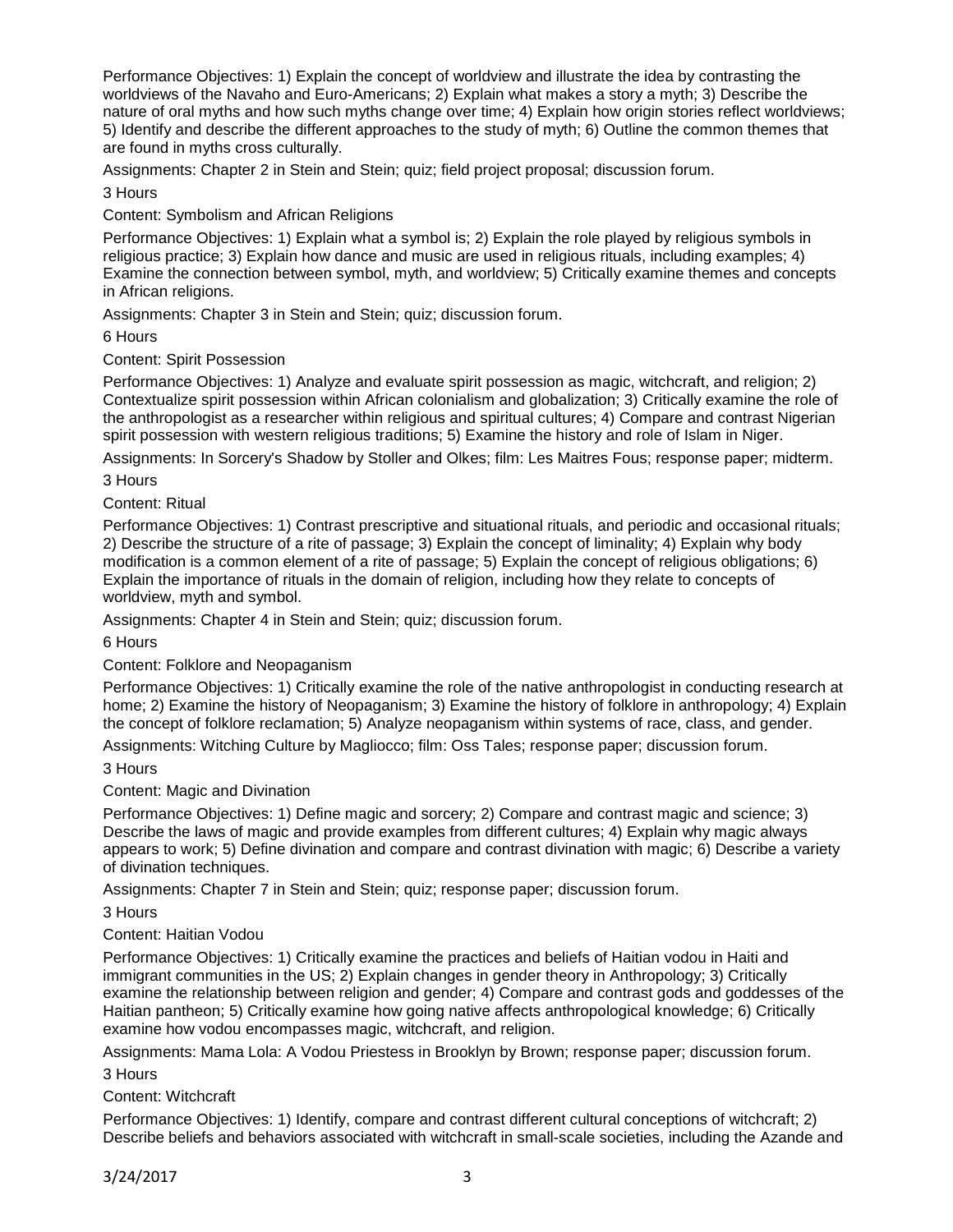Performance Objectives: 1) Explain the concept of worldview and illustrate the idea by contrasting the worldviews of the Navaho and Euro-Americans; 2) Explain what makes a story a myth; 3) Describe the nature of oral myths and how such myths change over time; 4) Explain how origin stories reflect worldviews; 5) Identify and describe the different approaches to the study of myth; 6) Outline the common themes that are found in myths cross culturally.

Assignments: Chapter 2 in Stein and Stein; quiz; field project proposal; discussion forum.

3 Hours

Content: Symbolism and African Religions

Performance Objectives: 1) Explain what a symbol is; 2) Explain the role played by religious symbols in religious practice; 3) Explain how dance and music are used in religious rituals, including examples; 4) Examine the connection between symbol, myth, and worldview; 5) Critically examine themes and concepts in African religions.

Assignments: Chapter 3 in Stein and Stein; quiz; discussion forum.

6 Hours

Content: Spirit Possession

Performance Objectives: 1) Analyze and evaluate spirit possession as magic, witchcraft, and religion; 2) Contextualize spirit possession within African colonialism and globalization; 3) Critically examine the role of the anthropologist as a researcher within religious and spiritual cultures; 4) Compare and contrast Nigerian spirit possession with western religious traditions; 5) Examine the history and role of Islam in Niger.

Assignments: In Sorcery's Shadow by Stoller and Olkes; film: Les Maitres Fous; response paper; midterm.

3 Hours

Content: Ritual

Performance Objectives: 1) Contrast prescriptive and situational rituals, and periodic and occasional rituals; 2) Describe the structure of a rite of passage; 3) Explain the concept of liminality; 4) Explain why body modification is a common element of a rite of passage; 5) Explain the concept of religious obligations; 6) Explain the importance of rituals in the domain of religion, including how they relate to concepts of worldview, myth and symbol.

Assignments: Chapter 4 in Stein and Stein; quiz; discussion forum.

6 Hours

Content: Folklore and Neopaganism

Performance Objectives: 1) Critically examine the role of the native anthropologist in conducting research at home; 2) Examine the history of Neopaganism; 3) Examine the history of folklore in anthropology; 4) Explain the concept of folklore reclamation; 5) Analyze neopaganism within systems of race, class, and gender.

Assignments: Witching Culture by Magliocco; film: Oss Tales; response paper; discussion forum.

3 Hours

Content: Magic and Divination

Performance Objectives: 1) Define magic and sorcery; 2) Compare and contrast magic and science; 3) Describe the laws of magic and provide examples from different cultures; 4) Explain why magic always appears to work; 5) Define divination and compare and contrast divination with magic; 6) Describe a variety of divination techniques.

Assignments: Chapter 7 in Stein and Stein; quiz; response paper; discussion forum.

3 Hours

Content: Haitian Vodou

Performance Objectives: 1) Critically examine the practices and beliefs of Haitian vodou in Haiti and immigrant communities in the US; 2) Explain changes in gender theory in Anthropology; 3) Critically examine the relationship between religion and gender; 4) Compare and contrast gods and goddesses of the Haitian pantheon; 5) Critically examine how going native affects anthropological knowledge; 6) Critically examine how vodou encompasses magic, witchcraft, and religion.

Assignments: Mama Lola: A Vodou Priestess in Brooklyn by Brown; response paper; discussion forum.

3 Hours

Content: Witchcraft

Performance Objectives: 1) Identify, compare and contrast different cultural conceptions of witchcraft; 2) Describe beliefs and behaviors associated with witchcraft in small-scale societies, including the Azande and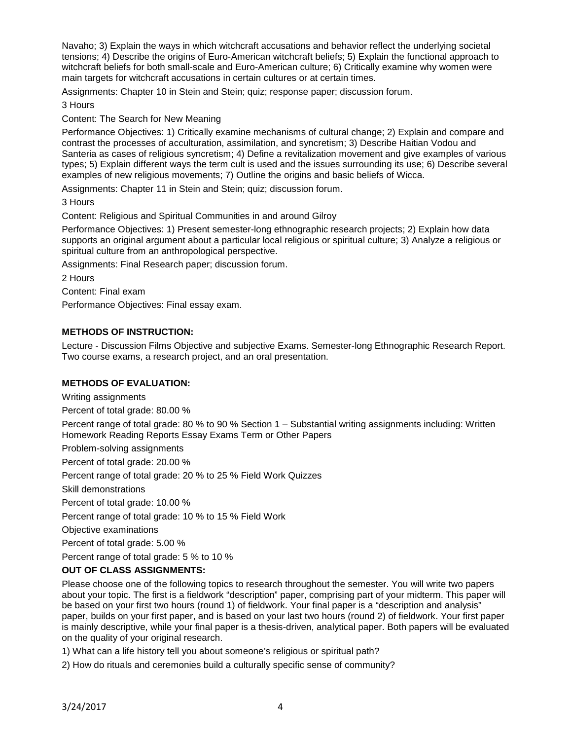Navaho; 3) Explain the ways in which witchcraft accusations and behavior reflect the underlying societal tensions; 4) Describe the origins of Euro-American witchcraft beliefs; 5) Explain the functional approach to witchcraft beliefs for both small-scale and Euro-American culture; 6) Critically examine why women were main targets for witchcraft accusations in certain cultures or at certain times.

Assignments: Chapter 10 in Stein and Stein; quiz; response paper; discussion forum.

3 Hours

Content: The Search for New Meaning

Performance Objectives: 1) Critically examine mechanisms of cultural change; 2) Explain and compare and contrast the processes of acculturation, assimilation, and syncretism; 3) Describe Haitian Vodou and Santeria as cases of religious syncretism; 4) Define a revitalization movement and give examples of various types; 5) Explain different ways the term cult is used and the issues surrounding its use; 6) Describe several examples of new religious movements; 7) Outline the origins and basic beliefs of Wicca.

Assignments: Chapter 11 in Stein and Stein; quiz; discussion forum.

3 Hours

Content: Religious and Spiritual Communities in and around Gilroy

Performance Objectives: 1) Present semester-long ethnographic research projects; 2) Explain how data supports an original argument about a particular local religious or spiritual culture; 3) Analyze a religious or spiritual culture from an anthropological perspective.

Assignments: Final Research paper; discussion forum.

2 Hours

Content: Final exam

Performance Objectives: Final essay exam.

## METHODS OF INSTRUCTION:

Lecture - Discussion Films Objective and subjective Exams. Semester-long Ethnographic Research Report. Two course exams, a research project, and an oral presentation.

## METHODS OF EVALUATION:

Writing assignments

Percent of total grade: 80.00 %

Percent range of total grade: 80 % to 90 % Section 1 – Substantial writing assignments including: Written Homework Reading Reports Essay Exams Term or Other Papers

Problem-solving assignments

Percent of total grade: 20.00 %

Percent range of total grade: 20 % to 25 % Field Work Quizzes

Skill demonstrations

Percent of total grade: 10.00 %

Percent range of total grade: 10 % to 15 % Field Work

Objective examinations

Percent of total grade: 5.00 %

Percent range of total grade: 5 % to 10 %

## OUT OF CLASS ASSIGNMENTS:

Please choose one of the following topics to research throughout the semester. You will write two papers about your topic. The first is a fieldwork "description" paper, comprising part of your midterm. This paper will be based on your first two hours (round 1) of fieldwork. Your final paper is a "description and analysis" paper, builds on your first paper, and is based on your last two hours (round 2) of fieldwork. Your first paper is mainly descriptive, while your final paper is a thesis-driven, analytical paper. Both papers will be evaluated on the quality of your original research.

1) What can a life history tell you about someone's religious or spiritual path?

2) How do rituals and ceremonies build a culturally specific sense of community?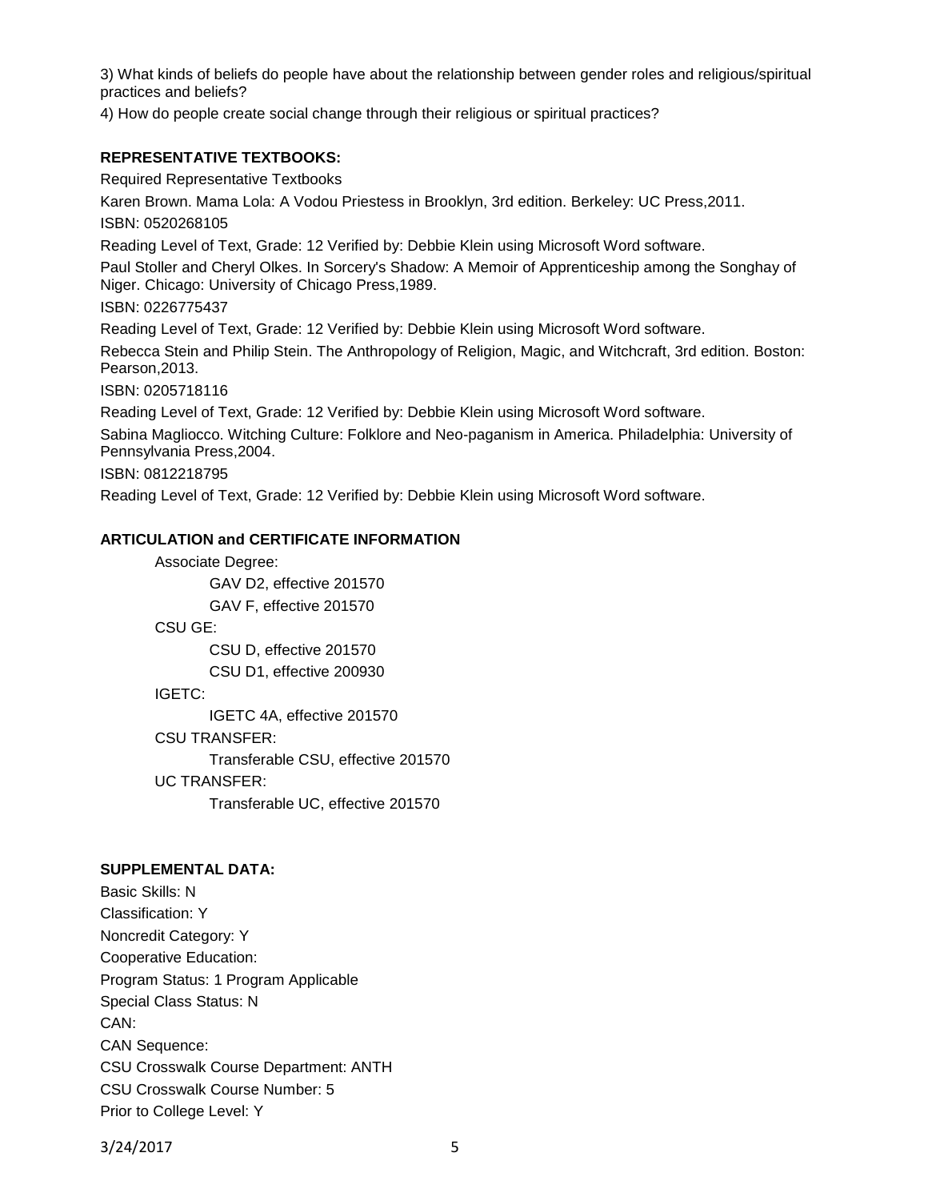3) What kinds of beliefs do people have about the relationship between gender roles and religious/spiritual practices and beliefs?

4) How do people create social change through their religious or spiritual practices?

**REPRESENTATIVE TEXTBOOKS:**

Required Representative Textbooks

Karen Brown. Mama Lola: A Vodou Priestess in Brooklyn, 3rd edition. Berkeley: UC Press,2011.

ISBN: 0520268105

Reading Level of Text, Grade: 12 Verified by: Debbie Klein using Microsoft Word software.

Paul Stoller and Cheryl Olkes. In Sorcery's Shadow: A Memoir of Apprenticeship among the Songhay of Niger. Chicago: University of Chicago Press,1989.

ISBN: 0226775437

Reading Level of Text, Grade: 12 Verified by: Debbie Klein using Microsoft Word software.

Rebecca Stein and Philip Stein. The Anthropology of Religion, Magic, and Witchcraft, 3rd edition. Boston: Pearson,2013.

ISBN: 0205718116

Reading Level of Text, Grade: 12 Verified by: Debbie Klein using Microsoft Word software.

Sabina Magliocco. Witching Culture: Folklore and Neo-paganism in America. Philadelphia: University of Pennsylvania Press,2004.

ISBN: 0812218795

Reading Level of Text, Grade: 12 Verified by: Debbie Klein using Microsoft Word software.

**ARTICULATION and CERTIFICATE INFORMATION**

Associate Degree:
- GAV D2, effective 201570
- GAV F, effective 201570

CSU GE:
- CSU D, effective 201570
- CSU D1, effective 200930

IGETC:
- IGETC 4A, effective 201570

CSU TRANSFER:
- Transferable CSU, effective 201570

UC TRANSFER:
- Transferable UC, effective 201570

**SUPPLEMENTAL DATA:**

Basic Skills: N

Classification: Y

Noncredit Category: Y

Cooperative Education:

Program Status: 1 Program Applicable

Special Class Status: N

CAN:

CAN Sequence:

CSU Crosswalk Course Department: ANTH

CSU Crosswalk Course Number: 5

Prior to College Level: Y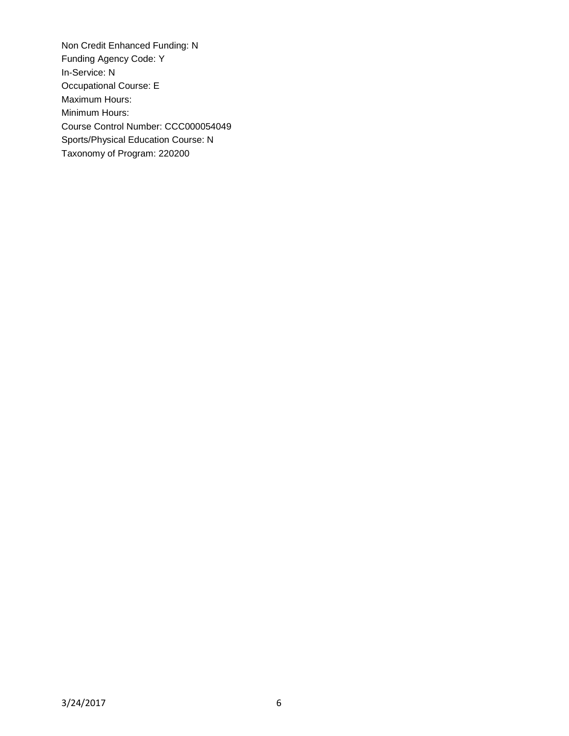Non Credit Enhanced Funding: N
Funding Agency Code: Y
In-Service: N
Occupational Course: E
Maximum Hours:
Minimum Hours:
Course Control Number: CCC000054049
Sports/Physical Education Course: N
Taxonomy of Program: 220200